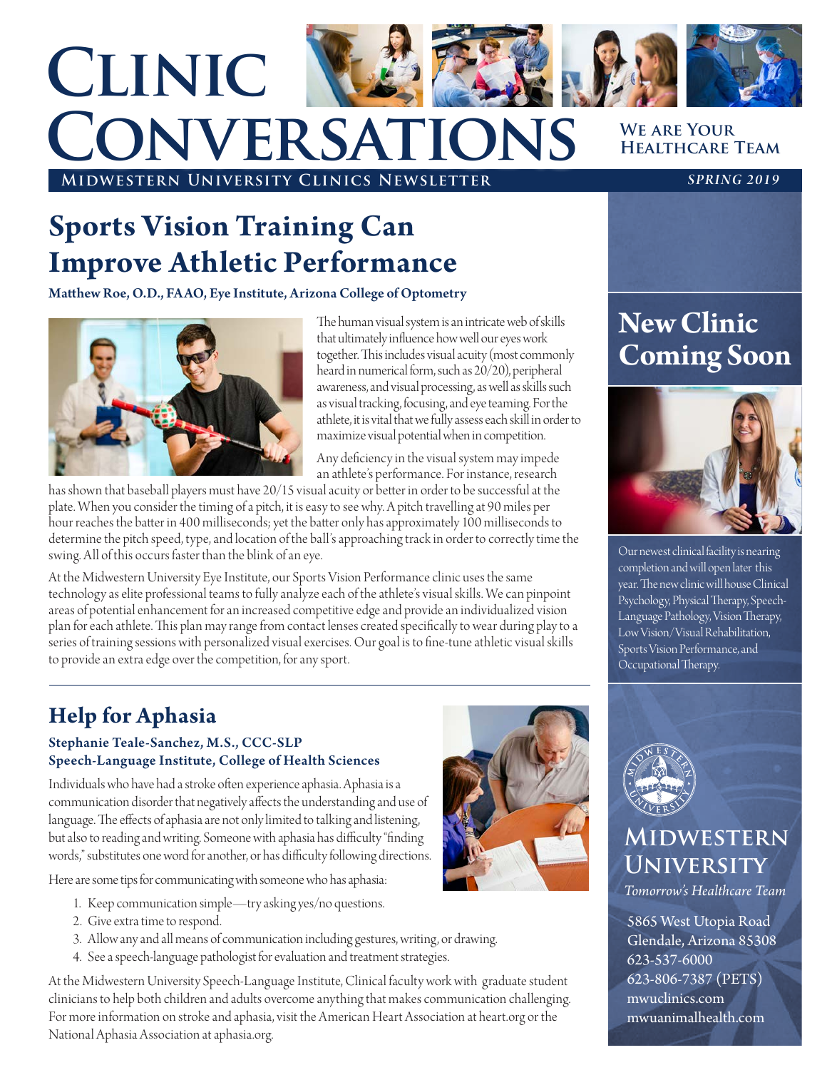# Clinic Conversations

**We are Your Healthcare Team**

**Midwestern University Clinics Newsletter**

*Spring 2019*

## Sports Vision Training Can Improve Athletic Performance

**Matthew Roe, O.D., FAAO, Eye Institute, Arizona College of Optometry**

The human visual system is an intricate web of skills that ultimately influence how well our eyes work together. This includes visual acuity (most commonly heard in numerical form, such as 20/20), peripheral awareness, and visual processing, as well as skills such as visual tracking, focusing, and eye teaming. For the athlete, it is vital that we fully assess each skill in order to maximize visual potential when in competition.

Any deficiency in the visual system may impede an athlete's performance. For instance, research has shown that baseball players must have 20/15 visual acuity or better in order to be successful at the plate. When you consider the timing of a pitch, it is easy to see why. A pitch travelling at 90 miles per hour reaches the batter in 400 milliseconds; yet the batter only has approximately 100 milliseconds to determine the pitch speed, type, and location of the ball's approaching track in order to correctly time the swing. All of this occurs faster than the blink of an eye.

At the Midwestern University Eye Institute, our Sports Vision Performance clinic uses the same technology as elite professional teams to fully analyze each of the athlete's visual skills. We can pinpoint areas of potential enhancement for an increased competitive edge and provide an individualized vision plan for each athlete. This plan may range from contact lenses created specifically to wear during play to a series of training sessions with personalized visual exercises. Our goal is to fine-tune athletic visual skills to provide an extra edge over the competition, for any sport.

## Help for Aphasia

**Stephanie Teale-Sanchez, M.S., CCC-SLP**
**Speech-Language Institute, College of Health Sciences**

Individuals who have had a stroke often experience aphasia. Aphasia is a communication disorder that negatively affects the understanding and use of language. The effects of aphasia are not only limited to talking and listening, but also to reading and writing. Someone with aphasia has difficulty "finding words," substitutes one word for another, or has difficulty following directions.

Here are some tips for communicating with someone who has aphasia:

1. Keep communication simple—try asking yes/no questions.
2. Give extra time to respond.
3. Allow any and all means of communication including gestures, writing, or drawing.
4. See a speech-language pathologist for evaluation and treatment strategies.

At the Midwestern University Speech-Language Institute, Clinical faculty work with graduate student clinicians to help both children and adults overcome anything that makes communication challenging. For more information on stroke and aphasia, visit the American Heart Association at heart.org or the National Aphasia Association at aphasia.org.

## New Clinic Coming Soon

Our newest clinical facility is nearing completion and will open later this year. The new clinic will house Clinical Psychology, Physical Therapy, Speech-Language Pathology, Vision Therapy, Low Vision/Visual Rehabilitation, Sports Vision Performance, and Occupational Therapy.

**Midwestern University**

*Tomorrow's Healthcare Team*

5865 West Utopia Road
Glendale, Arizona 85308
623-537-6000
623-806-7387 (PETS)
mwuclinics.com
mwuanimalhealth.com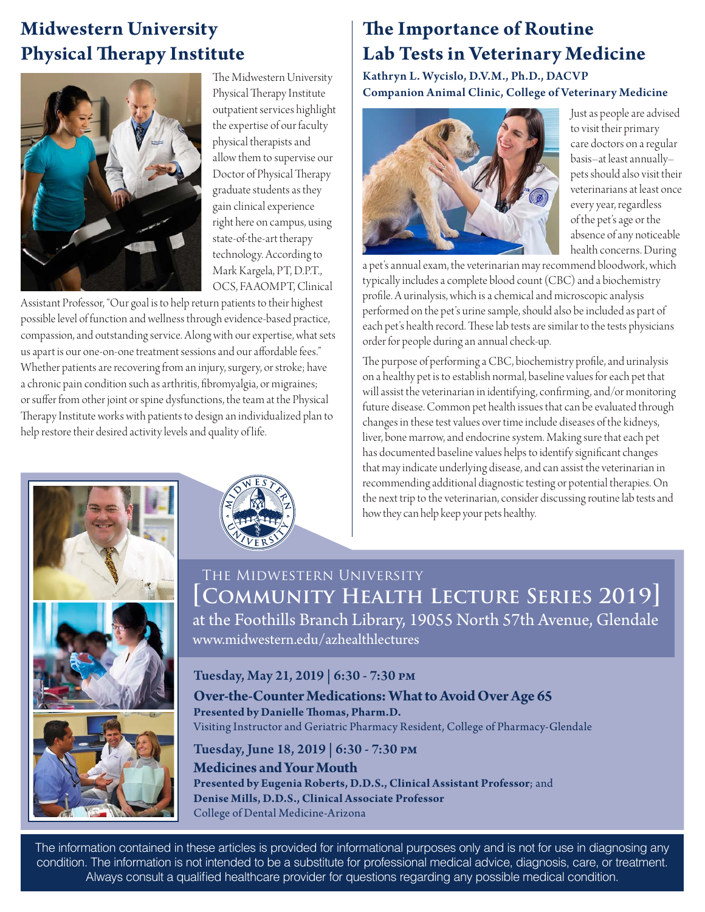## Midwestern University Physical Therapy Institute

The Midwestern University Physical Therapy Institute outpatient services highlight the expertise of our faculty physical therapists and allow them to supervise our Doctor of Physical Therapy graduate students as they gain clinical experience right here on campus, using state-of-the-art therapy technology. According to Mark Kargela, PT, D.P.T., OCS, FAAOMPT, Clinical Assistant Professor, "Our goal is to help return patients to their highest possible level of function and wellness through evidence-based practice, compassion, and outstanding service. Along with our expertise, what sets us apart is our one-on-one treatment sessions and our affordable fees." Whether patients are recovering from an injury, surgery, or stroke; have a chronic pain condition such as arthritis, fibromyalgia, or migraines; or suffer from other joint or spine dysfunctions, the team at the Physical Therapy Institute works with patients to design an individualized plan to help restore their desired activity levels and quality of life.

## The Importance of Routine Lab Tests in Veterinary Medicine

**Kathryn L. Wycislo, D.V.M., Ph.D., DACVP**
**Companion Animal Clinic, College of Veterinary Medicine**

Just as people are advised to visit their primary care doctors on a regular basis–at least annually–pets should also visit their veterinarians at least once every year, regardless of the pet's age or the absence of any noticeable health concerns. During a pet's annual exam, the veterinarian may recommend bloodwork, which typically includes a complete blood count (CBC) and a biochemistry profile. A urinalysis, which is a chemical and microscopic analysis performed on the pet's urine sample, should also be included as part of each pet's health record. These lab tests are similar to the tests physicians order for people during an annual check-up.

The purpose of performing a CBC, biochemistry profile, and urinalysis on a healthy pet is to establish normal, baseline values for each pet that will assist the veterinarian in identifying, confirming, and/or monitoring future disease. Common pet health issues that can be evaluated through changes in these test values over time include diseases of the kidneys, liver, bone marrow, and endocrine system. Making sure that each pet has documented baseline values helps to identify significant changes that may indicate underlying disease, and can assist the veterinarian in recommending additional diagnostic testing or potential therapies. On the next trip to the veterinarian, consider discussing routine lab tests and how they can help keep your pets healthy.

### The Midwestern University [Community Health Lecture Series 2019]

at the Foothills Branch Library, 19055 North 57th Avenue, Glendale
www.midwestern.edu/azhealthlectures

**Tuesday, May 21, 2019 | 6:30 - 7:30 PM**
**Over-the-Counter Medications: What to Avoid Over Age 65**
**Presented by Danielle Thomas, Pharm.D.**
Visiting Instructor and Geriatric Pharmacy Resident, College of Pharmacy-Glendale

**Tuesday, June 18, 2019 | 6:30 - 7:30 PM**
**Medicines and Your Mouth**
**Presented by Eugenia Roberts, D.D.S., Clinical Assistant Professor**; and
**Denise Mills, D.D.S., Clinical Associate Professor**
College of Dental Medicine-Arizona

The information contained in these articles is provided for informational purposes only and is not for use in diagnosing any condition. The information is not intended to be a substitute for professional medical advice, diagnosis, care, or treatment. Always consult a qualified healthcare provider for questions regarding any possible medical condition.